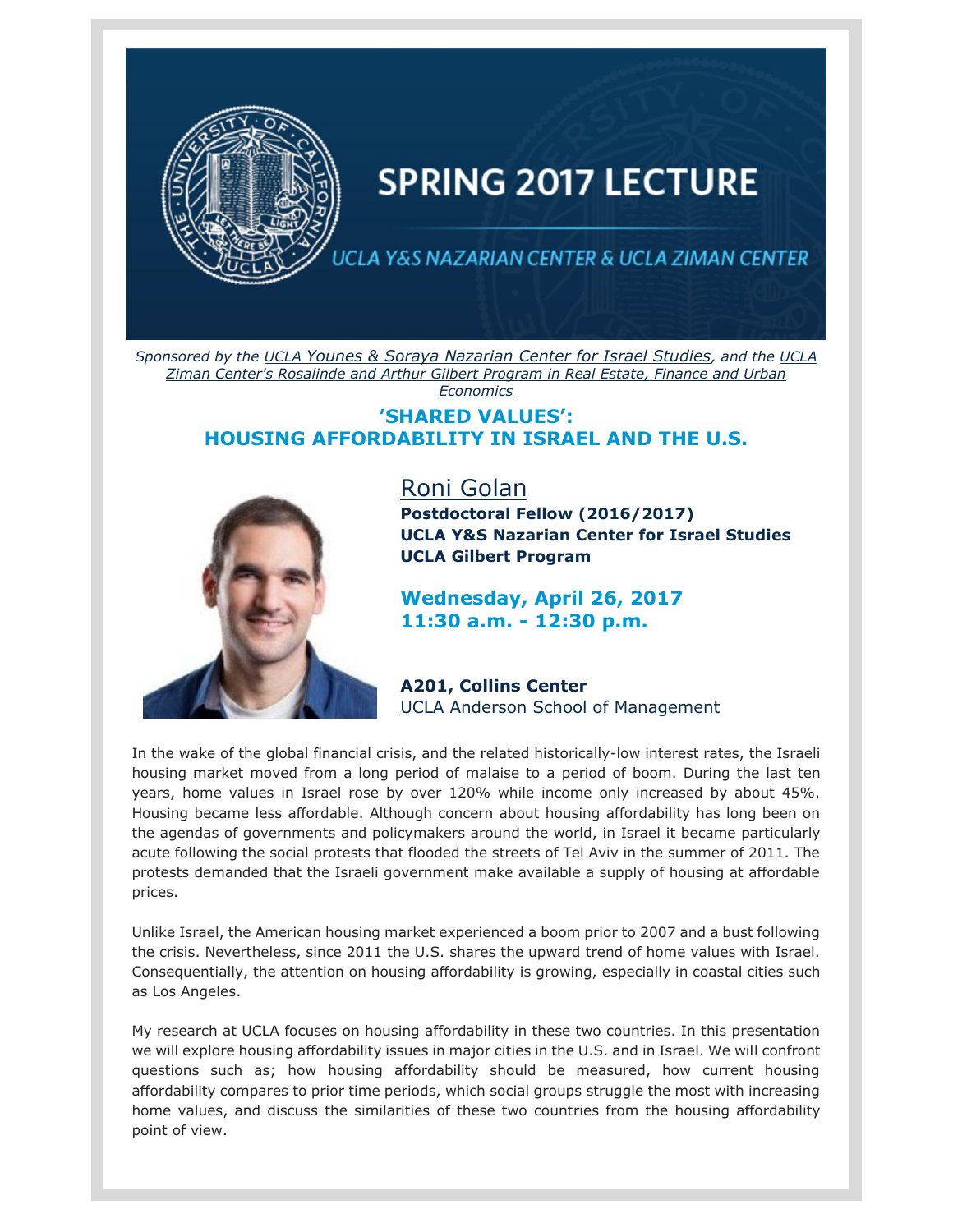# SPRING 2017 LECTURE

UCLA Y&S NAZARIAN CENTER & UCLA ZIMAN CENTER

*Sponsored by the UCLA Younes & Soraya Nazarian Center for Israel Studies, and the UCLA Ziman Center's Rosalinde and Arthur Gilbert Program in Real Estate, Finance and Urban Economics*

## 'SHARED VALUES': HOUSING AFFORDABILITY IN ISRAEL AND THE U.S.

### Roni Golan

**Postdoctoral Fellow (2016/2017)**
**UCLA Y&S Nazarian Center for Israel Studies**
**UCLA Gilbert Program**

**Wednesday, April 26, 2017**
**11:30 a.m. - 12:30 p.m.**

**A201, Collins Center**
UCLA Anderson School of Management

In the wake of the global financial crisis, and the related historically-low interest rates, the Israeli housing market moved from a long period of malaise to a period of boom. During the last ten years, home values in Israel rose by over 120% while income only increased by about 45%. Housing became less affordable. Although concern about housing affordability has long been on the agendas of governments and policymakers around the world, in Israel it became particularly acute following the social protests that flooded the streets of Tel Aviv in the summer of 2011. The protests demanded that the Israeli government make available a supply of housing at affordable prices.

Unlike Israel, the American housing market experienced a boom prior to 2007 and a bust following the crisis. Nevertheless, since 2011 the U.S. shares the upward trend of home values with Israel. Consequentially, the attention on housing affordability is growing, especially in coastal cities such as Los Angeles.

My research at UCLA focuses on housing affordability in these two countries. In this presentation we will explore housing affordability issues in major cities in the U.S. and in Israel. We will confront questions such as; how housing affordability should be measured, how current housing affordability compares to prior time periods, which social groups struggle the most with increasing home values, and discuss the similarities of these two countries from the housing affordability point of view.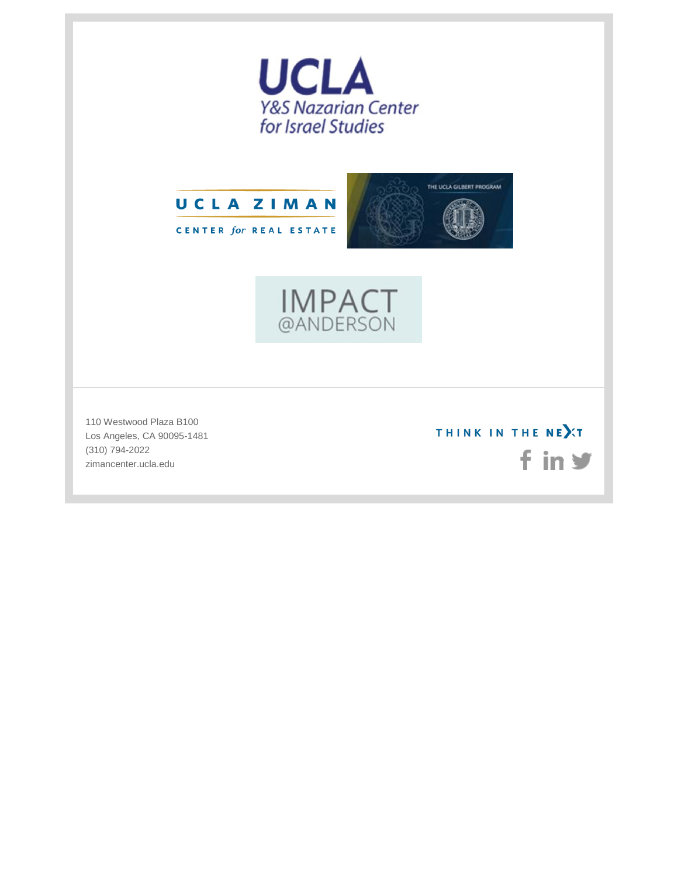UCLA
Y&S Nazarian Center
for Israel Studies

UCLA ZIMAN
CENTER *for* REAL ESTATE

THE UCLA GILBERT PROGRAM

IMPACT
@ANDERSON

110 Westwood Plaza B100
Los Angeles, CA 90095-1481
(310) 794-2022
zimancenter.ucla.edu

THINK IN THE NEXT